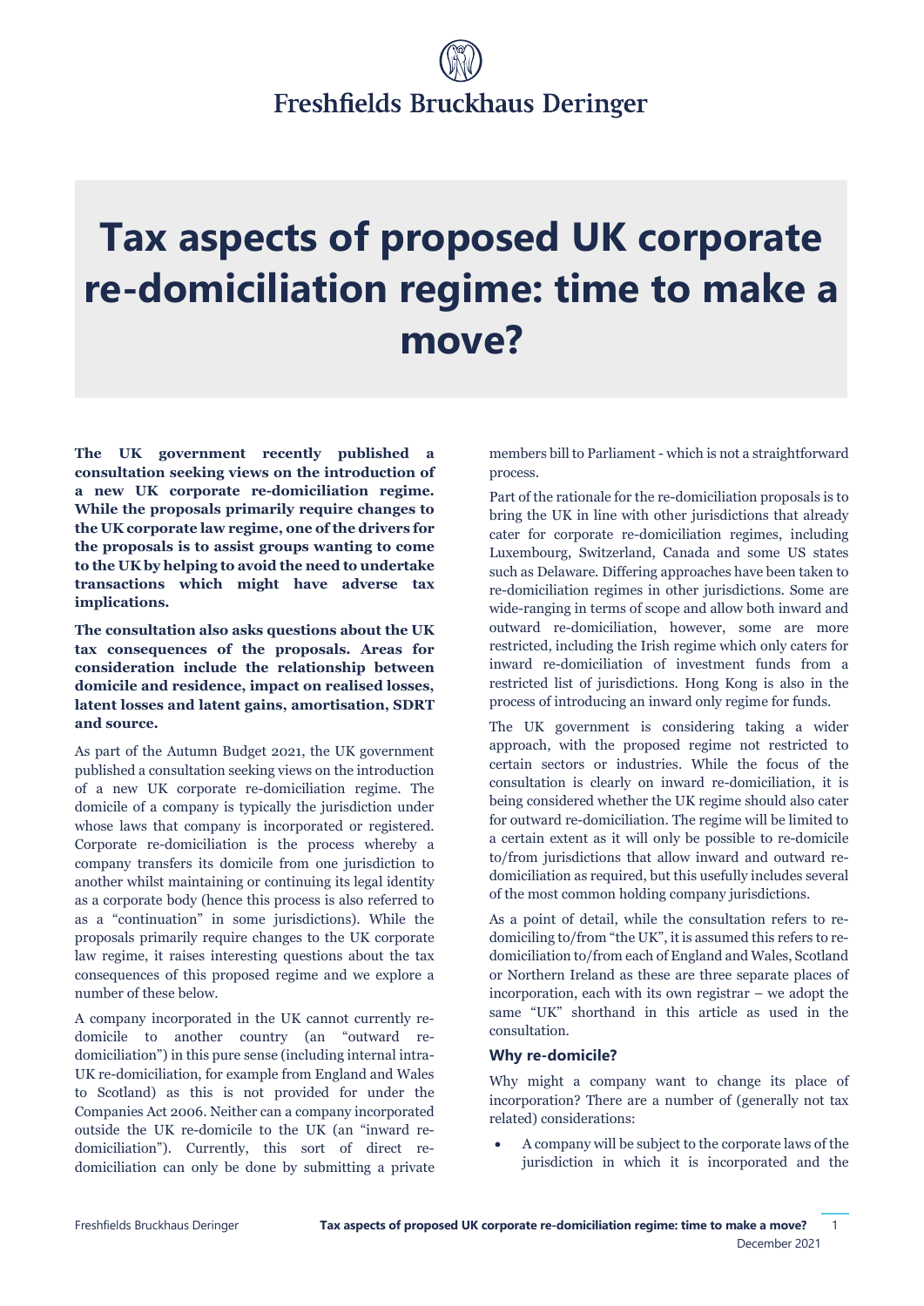# Tax aspects of proposed UK corporate re-domiciliation regime: time to make a move?

**The UK government recently published a consultation seeking views on the introduction of a new UK corporate re-domiciliation regime. While the proposals primarily require changes to the UK corporate law regime, one of the drivers for the proposals is to assist groups wanting to come to the UK by helping to avoid the need to undertake transactions which might have adverse tax implications.**

**The consultation also asks questions about the UK tax consequences of the proposals. Areas for consideration include the relationship between domicile and residence, impact on realised losses, latent losses and latent gains, amortisation, SDRT and source.**

As part of the Autumn Budget 2021, the UK government published a consultation seeking views on the introduction of a new UK corporate re-domiciliation regime. The domicile of a company is typically the jurisdiction under whose laws that company is incorporated or registered. Corporate re-domiciliation is the process whereby a company transfers its domicile from one jurisdiction to another whilst maintaining or continuing its legal identity as a corporate body (hence this process is also referred to as a "continuation" in some jurisdictions). While the proposals primarily require changes to the UK corporate law regime, it raises interesting questions about the tax consequences of this proposed regime and we explore a number of these below.

A company incorporated in the UK cannot currently re-domicile to another country (an "outward re-domiciliation") in this pure sense (including internal intra-UK re-domiciliation, for example from England and Wales to Scotland) as this is not provided for under the Companies Act 2006. Neither can a company incorporated outside the UK re-domicile to the UK (an "inward re-domiciliation"). Currently, this sort of direct re-domiciliation can only be done by submitting a private members bill to Parliament - which is not a straightforward process.

Part of the rationale for the re-domiciliation proposals is to bring the UK in line with other jurisdictions that already cater for corporate re-domiciliation regimes, including Luxembourg, Switzerland, Canada and some US states such as Delaware. Differing approaches have been taken to re-domiciliation regimes in other jurisdictions. Some are wide-ranging in terms of scope and allow both inward and outward re-domiciliation, however, some are more restricted, including the Irish regime which only caters for inward re-domiciliation of investment funds from a restricted list of jurisdictions. Hong Kong is also in the process of introducing an inward only regime for funds.

The UK government is considering taking a wider approach, with the proposed regime not restricted to certain sectors or industries. While the focus of the consultation is clearly on inward re-domiciliation, it is being considered whether the UK regime should also cater for outward re-domiciliation. The regime will be limited to a certain extent as it will only be possible to re-domicile to/from jurisdictions that allow inward and outward re-domiciliation as required, but this usefully includes several of the most common holding company jurisdictions.

As a point of detail, while the consultation refers to re-domiciling to/from "the UK", it is assumed this refers to re-domiciliation to/from each of England and Wales, Scotland or Northern Ireland as these are three separate places of incorporation, each with its own registrar – we adopt the same "UK" shorthand in this article as used in the consultation.

### Why re-domicile?

Why might a company want to change its place of incorporation? There are a number of (generally not tax related) considerations:

- A company will be subject to the corporate laws of the jurisdiction in which it is incorporated and the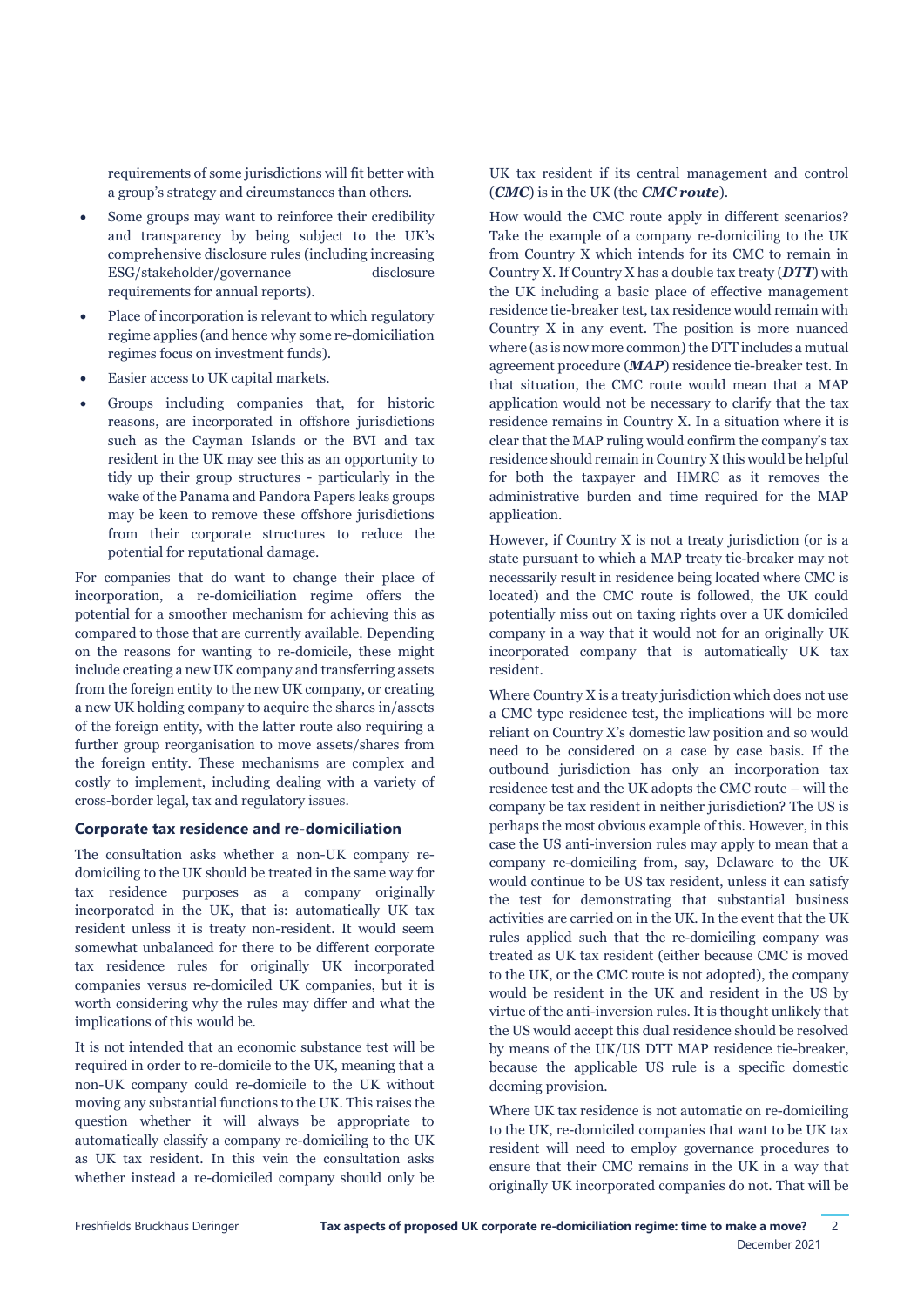requirements of some jurisdictions will fit better with a group's strategy and circumstances than others.

- Some groups may want to reinforce their credibility and transparency by being subject to the UK's comprehensive disclosure rules (including increasing ESG/stakeholder/governance disclosure requirements for annual reports).
- Place of incorporation is relevant to which regulatory regime applies (and hence why some re-domiciliation regimes focus on investment funds).
- Easier access to UK capital markets.
- Groups including companies that, for historic reasons, are incorporated in offshore jurisdictions such as the Cayman Islands or the BVI and tax resident in the UK may see this as an opportunity to tidy up their group structures - particularly in the wake of the Panama and Pandora Papers leaks groups may be keen to remove these offshore jurisdictions from their corporate structures to reduce the potential for reputational damage.

For companies that do want to change their place of incorporation, a re-domiciliation regime offers the potential for a smoother mechanism for achieving this as compared to those that are currently available. Depending on the reasons for wanting to re-domicile, these might include creating a new UK company and transferring assets from the foreign entity to the new UK company, or creating a new UK holding company to acquire the shares in/assets of the foreign entity, with the latter route also requiring a further group reorganisation to move assets/shares from the foreign entity. These mechanisms are complex and costly to implement, including dealing with a variety of cross-border legal, tax and regulatory issues.

## Corporate tax residence and re-domiciliation

The consultation asks whether a non-UK company re-domiciling to the UK should be treated in the same way for tax residence purposes as a company originally incorporated in the UK, that is: automatically UK tax resident unless it is treaty non-resident. It would seem somewhat unbalanced for there to be different corporate tax residence rules for originally UK incorporated companies versus re-domiciled UK companies, but it is worth considering why the rules may differ and what the implications of this would be.

It is not intended that an economic substance test will be required in order to re-domicile to the UK, meaning that a non-UK company could re-domicile to the UK without moving any substantial functions to the UK. This raises the question whether it will always be appropriate to automatically classify a company re-domiciling to the UK as UK tax resident. In this vein the consultation asks whether instead a re-domiciled company should only be UK tax resident if its central management and control (***CMC***) is in the UK (the ***CMC route***).

How would the CMC route apply in different scenarios? Take the example of a company re-domiciling to the UK from Country X which intends for its CMC to remain in Country X. If Country X has a double tax treaty (***DTT***) with the UK including a basic place of effective management residence tie-breaker test, tax residence would remain with Country X in any event. The position is more nuanced where (as is now more common) the DTT includes a mutual agreement procedure (***MAP***) residence tie-breaker test. In that situation, the CMC route would mean that a MAP application would not be necessary to clarify that the tax residence remains in Country X. In a situation where it is clear that the MAP ruling would confirm the company's tax residence should remain in Country X this would be helpful for both the taxpayer and HMRC as it removes the administrative burden and time required for the MAP application.

However, if Country X is not a treaty jurisdiction (or is a state pursuant to which a MAP treaty tie-breaker may not necessarily result in residence being located where CMC is located) and the CMC route is followed, the UK could potentially miss out on taxing rights over a UK domiciled company in a way that it would not for an originally UK incorporated company that is automatically UK tax resident.

Where Country X is a treaty jurisdiction which does not use a CMC type residence test, the implications will be more reliant on Country X's domestic law position and so would need to be considered on a case by case basis. If the outbound jurisdiction has only an incorporation tax residence test and the UK adopts the CMC route – will the company be tax resident in neither jurisdiction? The US is perhaps the most obvious example of this. However, in this case the US anti-inversion rules may apply to mean that a company re-domiciling from, say, Delaware to the UK would continue to be US tax resident, unless it can satisfy the test for demonstrating that substantial business activities are carried on in the UK. In the event that the UK rules applied such that the re-domiciling company was treated as UK tax resident (either because CMC is moved to the UK, or the CMC route is not adopted), the company would be resident in the UK and resident in the US by virtue of the anti-inversion rules. It is thought unlikely that the US would accept this dual residence should be resolved by means of the UK/US DTT MAP residence tie-breaker, because the applicable US rule is a specific domestic deeming provision.

Where UK tax residence is not automatic on re-domiciling to the UK, re-domiciled companies that want to be UK tax resident will need to employ governance procedures to ensure that their CMC remains in the UK in a way that originally UK incorporated companies do not. That will be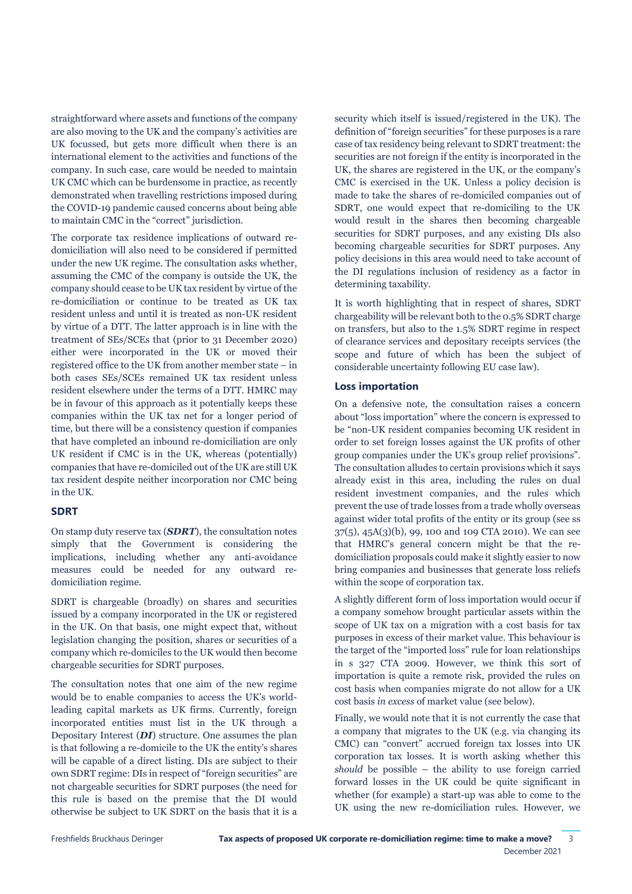straightforward where assets and functions of the company are also moving to the UK and the company's activities are UK focussed, but gets more difficult when there is an international element to the activities and functions of the company. In such case, care would be needed to maintain UK CMC which can be burdensome in practice, as recently demonstrated when travelling restrictions imposed during the COVID-19 pandemic caused concerns about being able to maintain CMC in the "correct" jurisdiction.

The corporate tax residence implications of outward re-domiciliation will also need to be considered if permitted under the new UK regime. The consultation asks whether, assuming the CMC of the company is outside the UK, the company should cease to be UK tax resident by virtue of the re-domiciliation or continue to be treated as UK tax resident unless and until it is treated as non-UK resident by virtue of a DTT. The latter approach is in line with the treatment of SEs/SCEs that (prior to 31 December 2020) either were incorporated in the UK or moved their registered office to the UK from another member state – in both cases SEs/SCEs remained UK tax resident unless resident elsewhere under the terms of a DTT. HMRC may be in favour of this approach as it potentially keeps these companies within the UK tax net for a longer period of time, but there will be a consistency question if companies that have completed an inbound re-domiciliation are only UK resident if CMC is in the UK, whereas (potentially) companies that have re-domiciled out of the UK are still UK tax resident despite neither incorporation nor CMC being in the UK.

### SDRT

On stamp duty reserve tax (***SDRT***), the consultation notes simply that the Government is considering the implications, including whether any anti-avoidance measures could be needed for any outward re-domiciliation regime.

SDRT is chargeable (broadly) on shares and securities issued by a company incorporated in the UK or registered in the UK. On that basis, one might expect that, without legislation changing the position, shares or securities of a company which re-domiciles to the UK would then become chargeable securities for SDRT purposes.

The consultation notes that one aim of the new regime would be to enable companies to access the UK's world-leading capital markets as UK firms. Currently, foreign incorporated entities must list in the UK through a Depositary Interest (***DI***) structure. One assumes the plan is that following a re-domicile to the UK the entity's shares will be capable of a direct listing. DIs are subject to their own SDRT regime: DIs in respect of "foreign securities" are not chargeable securities for SDRT purposes (the need for this rule is based on the premise that the DI would otherwise be subject to UK SDRT on the basis that it is a security which itself is issued/registered in the UK). The definition of "foreign securities" for these purposes is a rare case of tax residency being relevant to SDRT treatment: the securities are not foreign if the entity is incorporated in the UK, the shares are registered in the UK, or the company's CMC is exercised in the UK. Unless a policy decision is made to take the shares of re-domiciled companies out of SDRT, one would expect that re-domiciling to the UK would result in the shares then becoming chargeable securities for SDRT purposes, and any existing DIs also becoming chargeable securities for SDRT purposes. Any policy decisions in this area would need to take account of the DI regulations inclusion of residency as a factor in determining taxability.

It is worth highlighting that in respect of shares, SDRT chargeability will be relevant both to the 0.5% SDRT charge on transfers, but also to the 1.5% SDRT regime in respect of clearance services and depositary receipts services (the scope and future of which has been the subject of considerable uncertainty following EU case law).

### Loss importation

On a defensive note, the consultation raises a concern about "loss importation" where the concern is expressed to be "non-UK resident companies becoming UK resident in order to set foreign losses against the UK profits of other group companies under the UK's group relief provisions". The consultation alludes to certain provisions which it says already exist in this area, including the rules on dual resident investment companies, and the rules which prevent the use of trade losses from a trade wholly overseas against wider total profits of the entity or its group (see ss 37(5), 45A(3)(b), 99, 100 and 109 CTA 2010). We can see that HMRC's general concern might be that the re-domiciliation proposals could make it slightly easier to now bring companies and businesses that generate loss reliefs within the scope of corporation tax.

A slightly different form of loss importation would occur if a company somehow brought particular assets within the scope of UK tax on a migration with a cost basis for tax purposes in excess of their market value. This behaviour is the target of the "imported loss" rule for loan relationships in s 327 CTA 2009. However, we think this sort of importation is quite a remote risk, provided the rules on cost basis when companies migrate do not allow for a UK cost basis *in excess* of market value (see below).

Finally, we would note that it is not currently the case that a company that migrates to the UK (e.g. via changing its CMC) can "convert" accrued foreign tax losses into UK corporation tax losses. It is worth asking whether this *should* be possible – the ability to use foreign carried forward losses in the UK could be quite significant in whether (for example) a start-up was able to come to the UK using the new re-domiciliation rules. However, we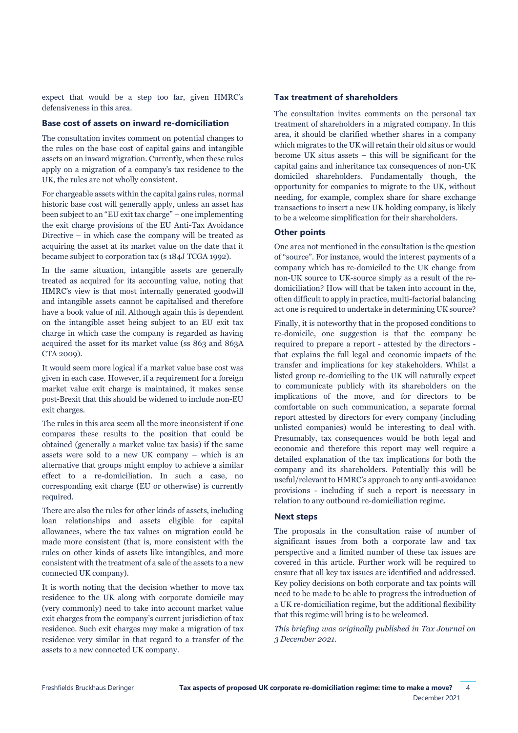expect that would be a step too far, given HMRC's defensiveness in this area.

### Base cost of assets on inward re-domiciliation

The consultation invites comment on potential changes to the rules on the base cost of capital gains and intangible assets on an inward migration. Currently, when these rules apply on a migration of a company's tax residence to the UK, the rules are not wholly consistent.

For chargeable assets within the capital gains rules, normal historic base cost will generally apply, unless an asset has been subject to an "EU exit tax charge" – one implementing the exit charge provisions of the EU Anti-Tax Avoidance Directive – in which case the company will be treated as acquiring the asset at its market value on the date that it became subject to corporation tax (s 184J TCGA 1992).

In the same situation, intangible assets are generally treated as acquired for its accounting value, noting that HMRC's view is that most internally generated goodwill and intangible assets cannot be capitalised and therefore have a book value of nil. Although again this is dependent on the intangible asset being subject to an EU exit tax charge in which case the company is regarded as having acquired the asset for its market value (ss 863 and 863A CTA 2009).

It would seem more logical if a market value base cost was given in each case. However, if a requirement for a foreign market value exit charge is maintained, it makes sense post-Brexit that this should be widened to include non-EU exit charges.

The rules in this area seem all the more inconsistent if one compares these results to the position that could be obtained (generally a market value tax basis) if the same assets were sold to a new UK company – which is an alternative that groups might employ to achieve a similar effect to a re-domiciliation. In such a case, no corresponding exit charge (EU or otherwise) is currently required.

There are also the rules for other kinds of assets, including loan relationships and assets eligible for capital allowances, where the tax values on migration could be made more consistent (that is, more consistent with the rules on other kinds of assets like intangibles, and more consistent with the treatment of a sale of the assets to a new connected UK company).

It is worth noting that the decision whether to move tax residence to the UK along with corporate domicile may (very commonly) need to take into account market value exit charges from the company's current jurisdiction of tax residence. Such exit charges may make a migration of tax residence very similar in that regard to a transfer of the assets to a new connected UK company.

### Tax treatment of shareholders

The consultation invites comments on the personal tax treatment of shareholders in a migrated company. In this area, it should be clarified whether shares in a company which migrates to the UK will retain their old situs or would become UK situs assets – this will be significant for the capital gains and inheritance tax consequences of non-UK domiciled shareholders. Fundamentally though, the opportunity for companies to migrate to the UK, without needing, for example, complex share for share exchange transactions to insert a new UK holding company, is likely to be a welcome simplification for their shareholders.

### Other points

One area not mentioned in the consultation is the question of "source". For instance, would the interest payments of a company which has re-domiciled to the UK change from non-UK source to UK-source simply as a result of the re-domiciliation? How will that be taken into account in the, often difficult to apply in practice, multi-factorial balancing act one is required to undertake in determining UK source?

Finally, it is noteworthy that in the proposed conditions to re-domicile, one suggestion is that the company be required to prepare a report - attested by the directors - that explains the full legal and economic impacts of the transfer and implications for key stakeholders. Whilst a listed group re-domiciling to the UK will naturally expect to communicate publicly with its shareholders on the implications of the move, and for directors to be comfortable on such communication, a separate formal report attested by directors for every company (including unlisted companies) would be interesting to deal with. Presumably, tax consequences would be both legal and economic and therefore this report may well require a detailed explanation of the tax implications for both the company and its shareholders. Potentially this will be useful/relevant to HMRC's approach to any anti-avoidance provisions - including if such a report is necessary in relation to any outbound re-domiciliation regime.

### Next steps

The proposals in the consultation raise of number of significant issues from both a corporate law and tax perspective and a limited number of these tax issues are covered in this article. Further work will be required to ensure that all key tax issues are identified and addressed. Key policy decisions on both corporate and tax points will need to be made to be able to progress the introduction of a UK re-domiciliation regime, but the additional flexibility that this regime will bring is to be welcomed.

*This briefing was originally published in Tax Journal on 3 December 2021.*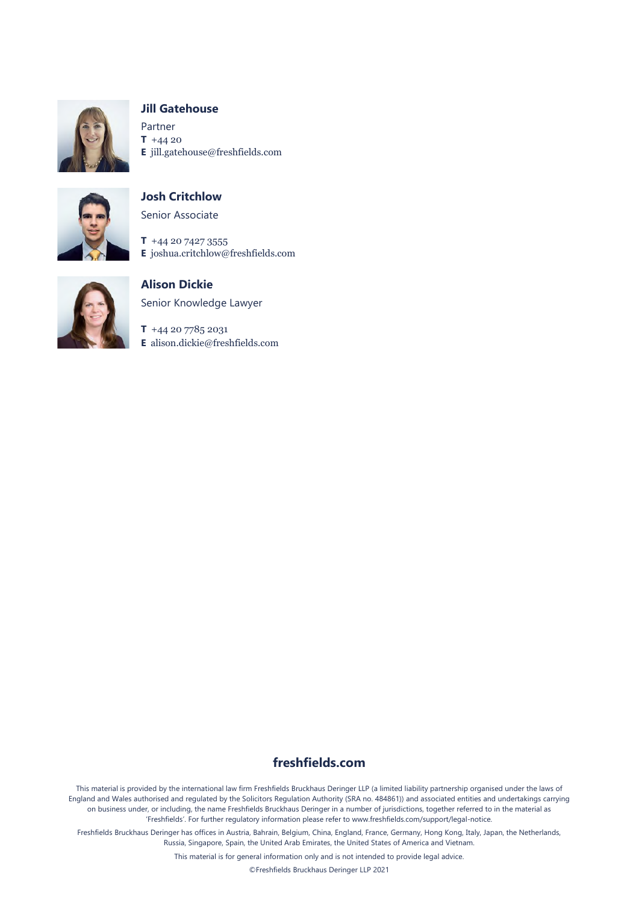**Jill Gatehouse**

Partner
**T** +44 20
**E** jill.gatehouse@freshfields.com

**Josh Critchlow**

Senior Associate

**T** +44 20 7427 3555
**E** joshua.critchlow@freshfields.com

**Alison Dickie**

Senior Knowledge Lawyer

**T** +44 20 7785 2031
**E** alison.dickie@freshfields.com

**freshfields.com**

This material is provided by the international law firm Freshfields Bruckhaus Deringer LLP (a limited liability partnership organised under the laws of England and Wales authorised and regulated by the Solicitors Regulation Authority (SRA no. 484861)) and associated entities and undertakings carrying on business under, or including, the name Freshfields Bruckhaus Deringer in a number of jurisdictions, together referred to in the material as 'Freshfields'. For further regulatory information please refer to www.freshfields.com/support/legal-notice.

Freshfields Bruckhaus Deringer has offices in Austria, Bahrain, Belgium, China, England, France, Germany, Hong Kong, Italy, Japan, the Netherlands, Russia, Singapore, Spain, the United Arab Emirates, the United States of America and Vietnam.

This material is for general information only and is not intended to provide legal advice.

©Freshfields Bruckhaus Deringer LLP 2021